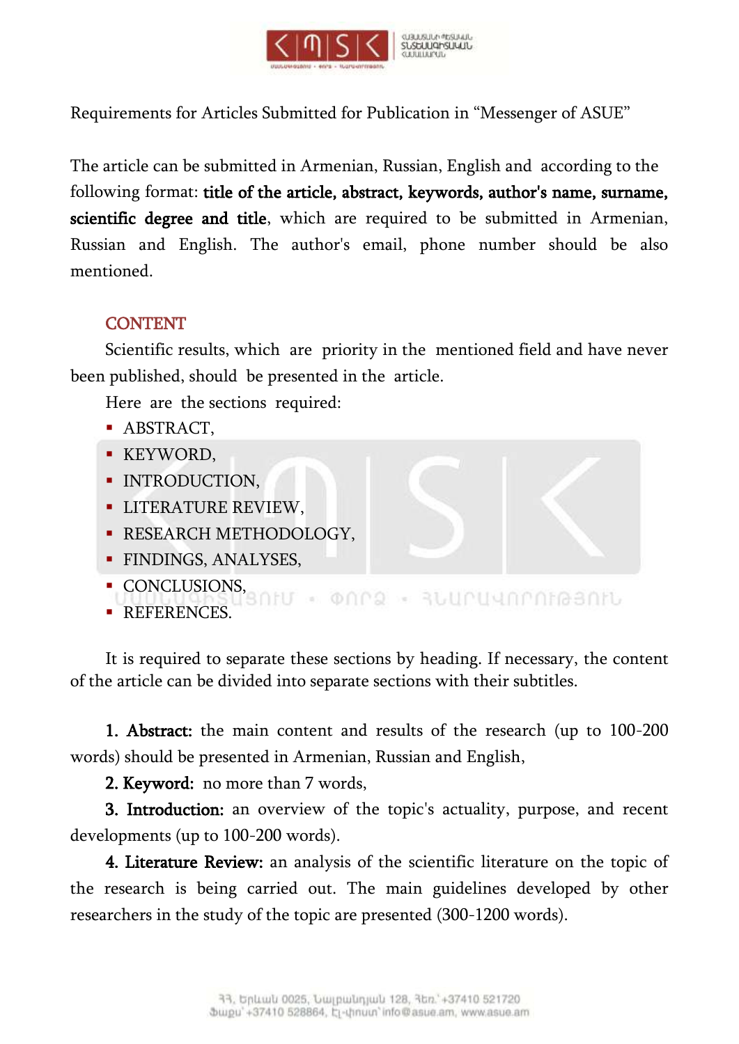Requirements for Articles Submitted for Publication in “Messenger of ASUE”

The article can be submitted in Armenian, Russian, English and according to the following format: **title of the article, abstract, keywords, author's name, surname, scientific degree and title**, which are required to be submitted in Armenian, Russian and English. The author's email, phone number should be also mentioned.

## CONTENT

Scientific results, which are priority in the mentioned field and have never been published, should be presented in the article.

Here are the sections required:

- ABSTRACT,
- KEYWORD,
- INTRODUCTION,
- LITERATURE REVIEW,
- RESEARCH METHODOLOGY,
- FINDINGS, ANALYSES,
- CONCLUSIONS,
- REFERENCES.

It is required to separate these sections by heading. If necessary, the content of the article can be divided into separate sections with their subtitles.

**1. Abstract:** the main content and results of the research (up to 100-200 words) should be presented in Armenian, Russian and English,

**2. Keyword:** no more than 7 words,

**3. Introduction:** an overview of the topic's actuality, purpose, and recent developments (up to 100-200 words).

**4. Literature Review:** an analysis of the scientific literature on the topic of the research is being carried out. The main guidelines developed by other researchers in the study of the topic are presented (300-1200 words).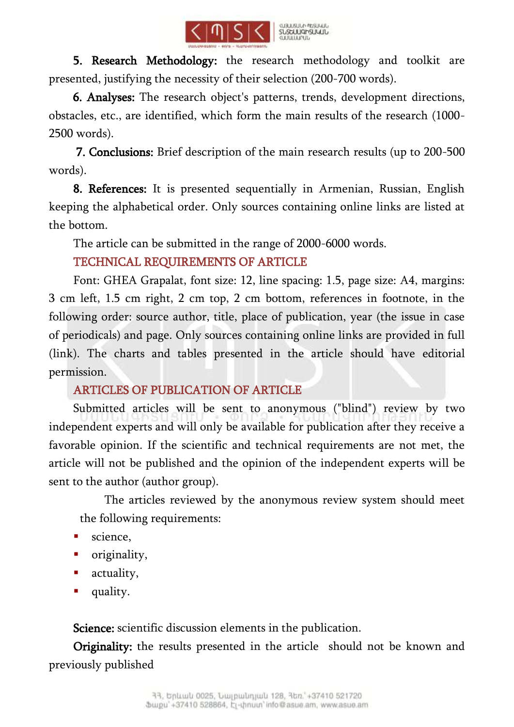**5. Research Methodology:** the research methodology and toolkit are presented, justifying the necessity of their selection (200-700 words).

**6. Analyses:** The research object's patterns, trends, development directions, obstacles, etc., are identified, which form the main results of the research (1000-2500 words).

**7. Conclusions:** Brief description of the main research results (up to 200-500 words).

**8. References:** It is presented sequentially in Armenian, Russian, English keeping the alphabetical order. Only sources containing online links are listed at the bottom.

The article can be submitted in the range of 2000-6000 words.

## TECHNICAL REQUIREMENTS OF ARTICLE

Font: GHEA Grapalat, font size: 12, line spacing: 1.5, page size: A4, margins: 3 cm left, 1.5 cm right, 2 cm top, 2 cm bottom, references in footnote, in the following order: source author, title, place of publication, year (the issue in case of periodicals) and page. Only sources containing online links are provided in full (link). The charts and tables presented in the article should have editorial permission.

## ARTICLES OF PUBLICATION OF ARTICLE

Submitted articles will be sent to anonymous ("blind") review by two independent experts and will only be available for publication after they receive a favorable opinion. If the scientific and technical requirements are not met, the article will not be published and the opinion of the independent experts will be sent to the author (author group).

The articles reviewed by the anonymous review system should meet the following requirements:

- science,
- originality,
- actuality,
- quality.

**Science:** scientific discussion elements in the publication.

**Originality:** the results presented in the article should not be known and previously published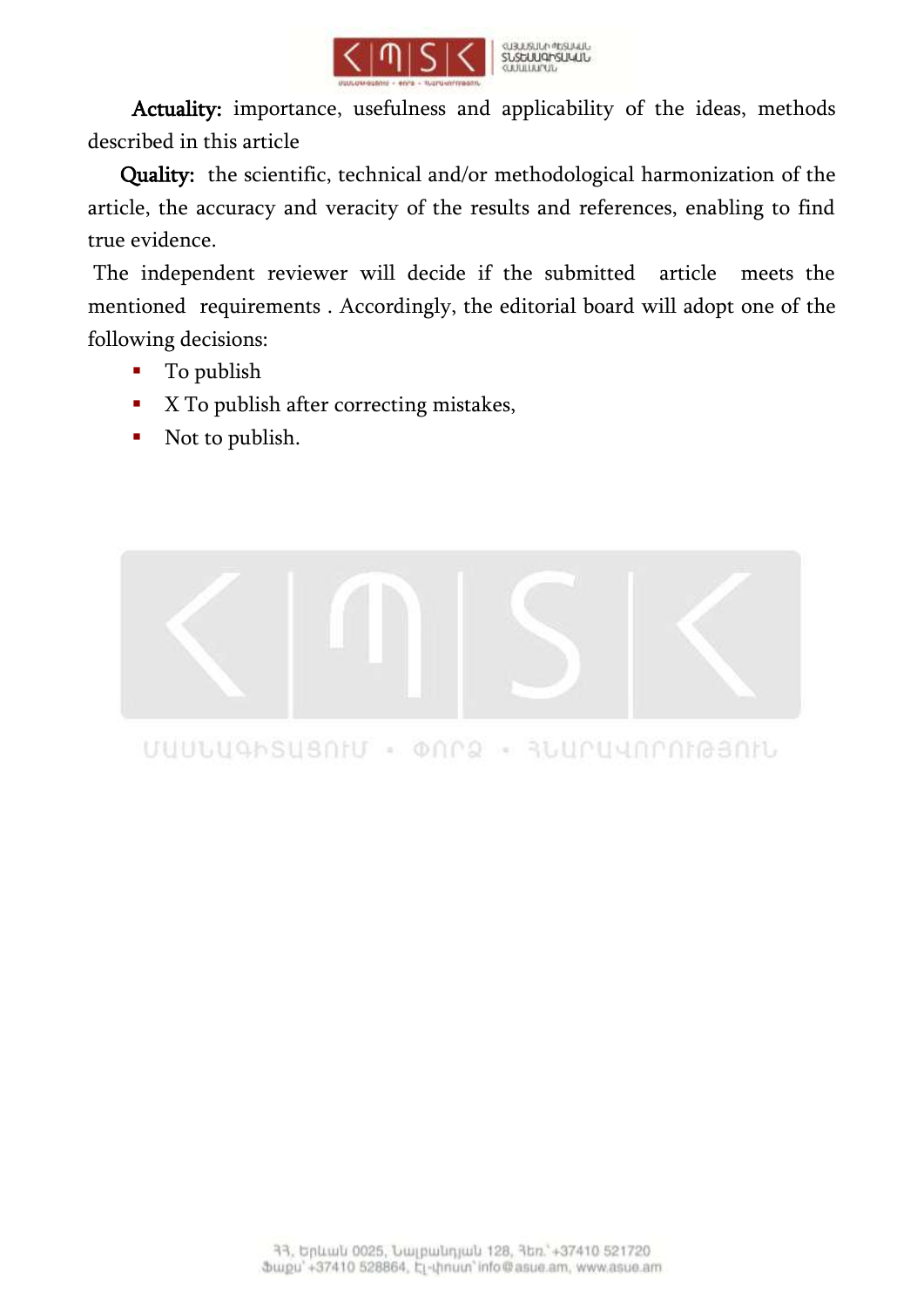**Actuality:** importance, usefulness and applicability of the ideas, methods described in this article

**Quality:** the scientific, technical and/or methodological harmonization of the article, the accuracy and veracity of the results and references, enabling to find true evidence.

The independent reviewer will decide if the submitted article meets the mentioned requirements . Accordingly, the editorial board will adopt one of the following decisions:

- To publish
- X To publish after correcting mistakes,
- Not to publish.